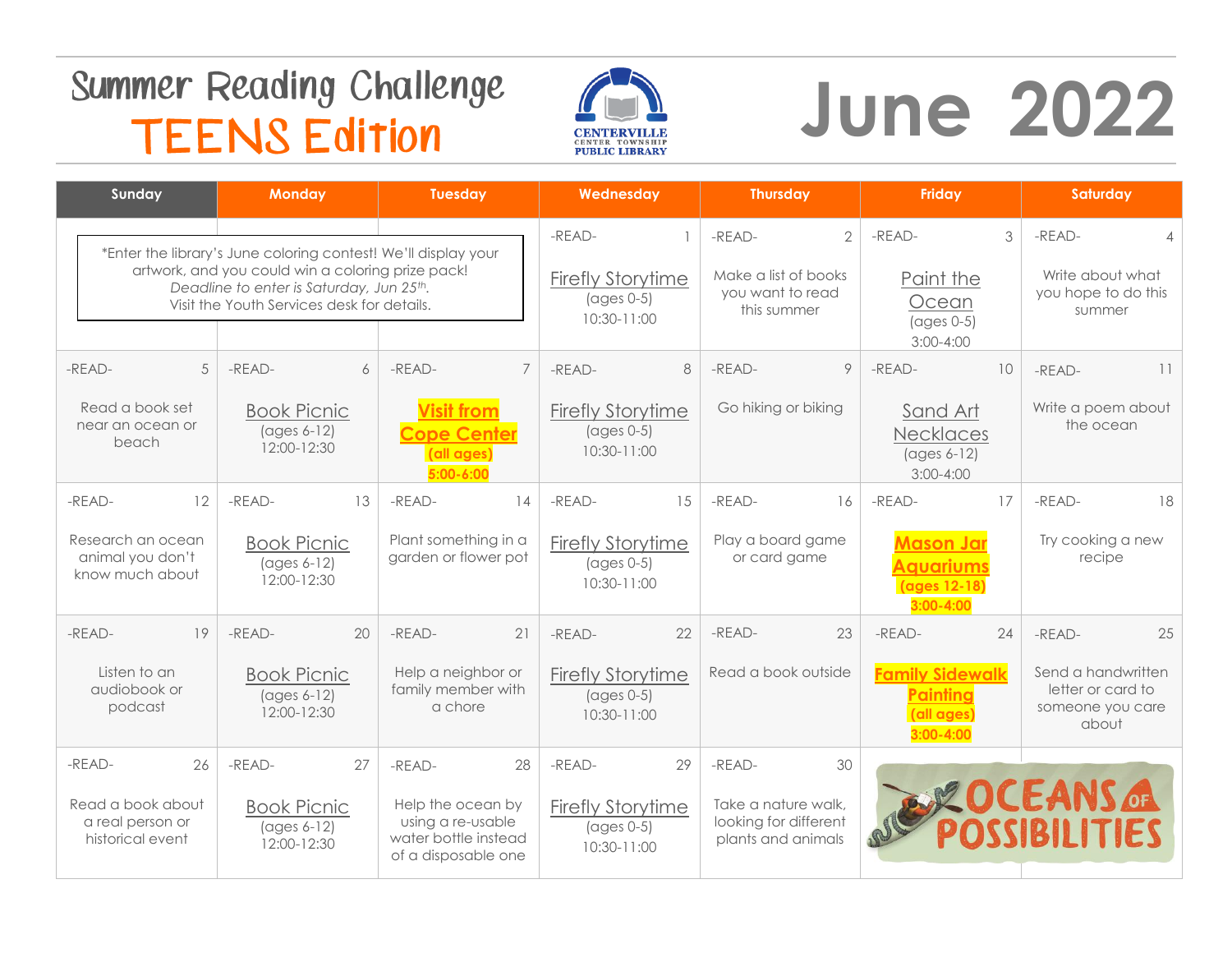# Summer Reading Challenge

## TEENS Edition

CENTERVILLE CENTER TOWNSHIP PUBLIC LIBRARY

# June 2022

*Enter the library's June coloring contest! We'll display your artwork, and you could win a coloring prize pack! *Deadline to enter is Saturday, Jun 25th.* Visit the Youth Services desk for details.

| Sunday | Monday | Tuesday | Wednesday | Thursday | Friday | Saturday |
|---|---|---|---|---|---|---|
| | | | 1 -READ- Firefly Storytime (ages 0-5) 10:30-11:00 | 2 -READ- Make a list of books you want to read this summer | 3 -READ- Paint the Ocean (ages 0-5) 3:00-4:00 | 4 -READ- Write about what you hope to do this summer |
| 5 -READ- Read a book set near an ocean or beach | 6 -READ- Book Picnic (ages 6-12) 12:00-12:30 | 7 -READ- **Visit from Cope Center (all ages) 5:00-6:00** | 8 -READ- Firefly Storytime (ages 0-5) 10:30-11:00 | 9 -READ- Go hiking or biking | 10 -READ- Sand Art Necklaces (ages 6-12) 3:00-4:00 | 11 -READ- Write a poem about the ocean |
| 12 -READ- Research an ocean animal you don't know much about | 13 -READ- Book Picnic (ages 6-12) 12:00-12:30 | 14 -READ- Plant something in a garden or flower pot | 15 -READ- Firefly Storytime (ages 0-5) 10:30-11:00 | 16 -READ- Play a board game or card game | 17 -READ- **Mason Jar Aquariums (ages 12-18) 3:00-4:00** | 18 -READ- Try cooking a new recipe |
| 19 -READ- Listen to an audiobook or podcast | 20 -READ- Book Picnic (ages 6-12) 12:00-12:30 | 21 -READ- Help a neighbor or family member with a chore | 22 -READ- Firefly Storytime (ages 0-5) 10:30-11:00 | 23 -READ- Read a book outside | 24 -READ- **Family Sidewalk Painting (all ages) 3:00-4:00** | 25 -READ- Send a handwritten letter or card to someone you care about |
| 26 -READ- Read a book about a real person or historical event | 27 -READ- Book Picnic (ages 6-12) 12:00-12:30 | 28 -READ- Help the ocean by using a re-usable water bottle instead of a disposable one | 29 -READ- Firefly Storytime (ages 0-5) 10:30-11:00 | 30 -READ- Take a nature walk, looking for different plants and animals | OCEANS OF POSSIBILITIES | |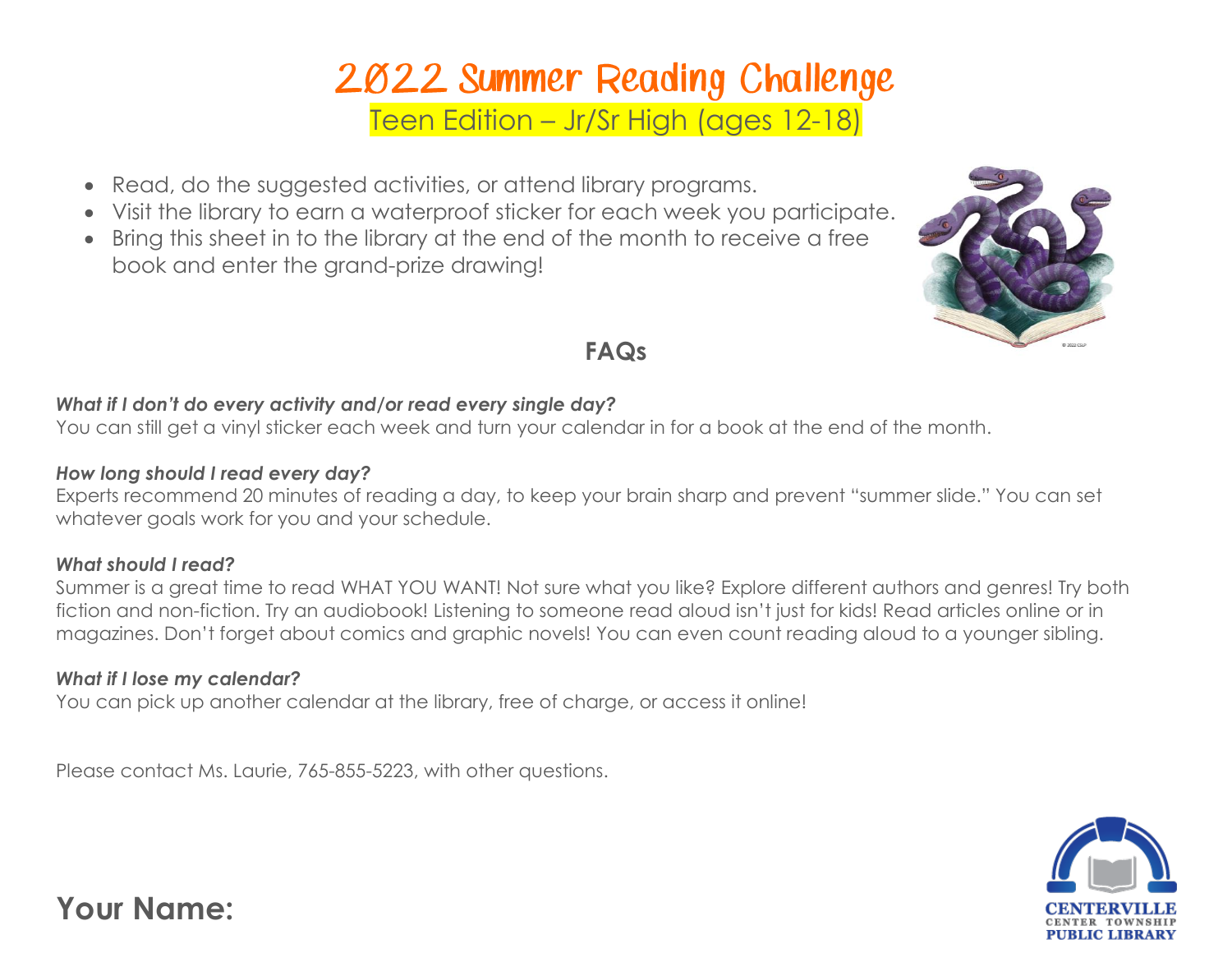# 2022 Summer Reading Challenge

## Teen Edition – Jr/Sr High (ages 12-18)

- Read, do the suggested activities, or attend library programs.
- Visit the library to earn a waterproof sticker for each week you participate.
- Bring this sheet in to the library at the end of the month to receive a free book and enter the grand-prize drawing!

## FAQs

***What if I don't do every activity and/or read every single day?***
You can still get a vinyl sticker each week and turn your calendar in for a book at the end of the month.

***How long should I read every day?***
Experts recommend 20 minutes of reading a day, to keep your brain sharp and prevent "summer slide." You can set whatever goals work for you and your schedule.

***What should I read?***
Summer is a great time to read WHAT YOU WANT! Not sure what you like? Explore different authors and genres! Try both fiction and non-fiction. Try an audiobook! Listening to someone read aloud isn't just for kids! Read articles online or in magazines. Don't forget about comics and graphic novels! You can even count reading aloud to a younger sibling.

***What if I lose my calendar?***
You can pick up another calendar at the library, free of charge, or access it online!

Please contact Ms. Laurie, 765-855-5223, with other questions.

**Your Name:**

CENTERVILLE
CENTER TOWNSHIP
PUBLIC LIBRARY